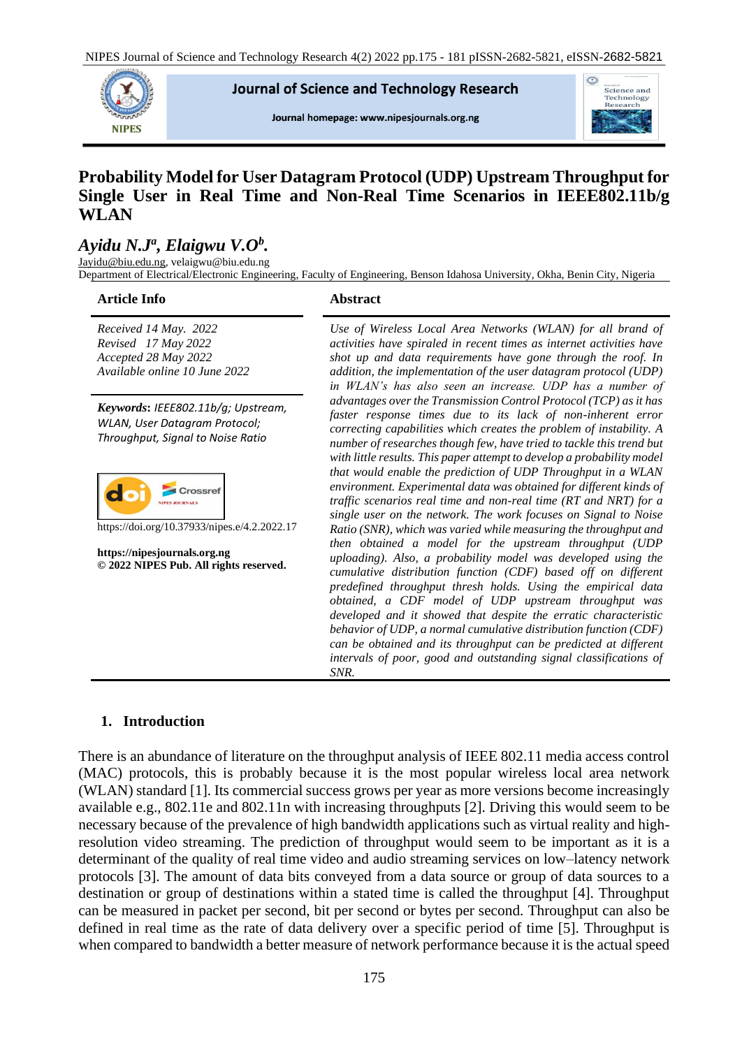# Probability Model for User Datagram Protocol (UDP) Upstream Throughput for Single User in Real Time and Non-Real Time Scenarios in IEEE802.11b/g WLAN

***Ayidu N.J[a], Elaigwu V.O[b].***

Jayidu@biu.edu.ng, velaigwu@biu.edu.ng

Department of Electrical/Electronic Engineering, Faculty of Engineering, Benson Idahosa University, Okha, Benin City, Nigeria

## Article Info

*Received 14 May. 2022*
*Revised 17 May 2022*
*Accepted 28 May 2022*
*Available online 10 June 2022*

***Keywords***: *IEEE802.11b/g; Upstream, WLAN, User Datagram Protocol; Throughput, Signal to Noise Ratio*

https://doi.org/10.37933/nipes.e/4.2.2022.17

**https://nipesjournals.org.ng**
**© 2022 NIPES Pub. All rights reserved.**

## Abstract

*Use of Wireless Local Area Networks (WLAN) for all brand of activities have spiraled in recent times as internet activities have shot up and data requirements have gone through the roof. In addition, the implementation of the user datagram protocol (UDP) in WLAN's has also seen an increase. UDP has a number of advantages over the Transmission Control Protocol (TCP) as it has faster response times due to its lack of non-inherent error correcting capabilities which creates the problem of instability. A number of researches though few, have tried to tackle this trend but with little results. This paper attempt to develop a probability model that would enable the prediction of UDP Throughput in a WLAN environment. Experimental data was obtained for different kinds of traffic scenarios real time and non-real time (RT and NRT) for a single user on the network. The work focuses on Signal to Noise Ratio (SNR), which was varied while measuring the throughput and then obtained a model for the upstream throughput (UDP uploading). Also, a probability model was developed using the cumulative distribution function (CDF) based off on different predefined throughput thresh holds. Using the empirical data obtained, a CDF model of UDP upstream throughput was developed and it showed that despite the erratic characteristic behavior of UDP, a normal cumulative distribution function (CDF) can be obtained and its throughput can be predicted at different intervals of poor, good and outstanding signal classifications of SNR.*

## 1. Introduction

There is an abundance of literature on the throughput analysis of IEEE 802.11 media access control (MAC) protocols, this is probably because it is the most popular wireless local area network (WLAN) standard [1]. Its commercial success grows per year as more versions become increasingly available e.g., 802.11e and 802.11n with increasing throughputs [2]. Driving this would seem to be necessary because of the prevalence of high bandwidth applications such as virtual reality and high-resolution video streaming. The prediction of throughput would seem to be important as it is a determinant of the quality of real time video and audio streaming services on low–latency network protocols [3]. The amount of data bits conveyed from a data source or group of data sources to a destination or group of destinations within a stated time is called the throughput [4]. Throughput can be measured in packet per second, bit per second or bytes per second. Throughput can also be defined in real time as the rate of data delivery over a specific period of time [5]. Throughput is when compared to bandwidth a better measure of network performance because it is the actual speed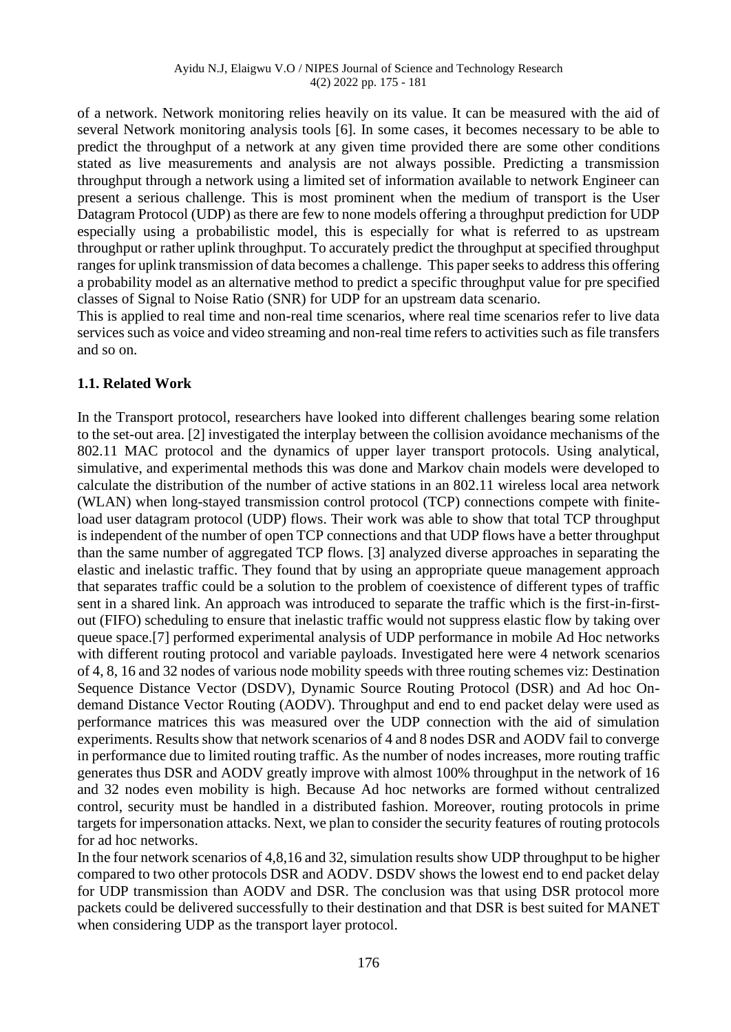of a network. Network monitoring relies heavily on its value. It can be measured with the aid of several Network monitoring analysis tools [6]. In some cases, it becomes necessary to be able to predict the throughput of a network at any given time provided there are some other conditions stated as live measurements and analysis are not always possible. Predicting a transmission throughput through a network using a limited set of information available to network Engineer can present a serious challenge. This is most prominent when the medium of transport is the User Datagram Protocol (UDP) as there are few to none models offering a throughput prediction for UDP especially using a probabilistic model, this is especially for what is referred to as upstream throughput or rather uplink throughput. To accurately predict the throughput at specified throughput ranges for uplink transmission of data becomes a challenge. This paper seeks to address this offering a probability model as an alternative method to predict a specific throughput value for pre specified classes of Signal to Noise Ratio (SNR) for UDP for an upstream data scenario.

This is applied to real time and non-real time scenarios, where real time scenarios refer to live data services such as voice and video streaming and non-real time refers to activities such as file transfers and so on.

### 1.1. Related Work

In the Transport protocol, researchers have looked into different challenges bearing some relation to the set-out area. [2] investigated the interplay between the collision avoidance mechanisms of the 802.11 MAC protocol and the dynamics of upper layer transport protocols. Using analytical, simulative, and experimental methods this was done and Markov chain models were developed to calculate the distribution of the number of active stations in an 802.11 wireless local area network (WLAN) when long-stayed transmission control protocol (TCP) connections compete with finite-load user datagram protocol (UDP) flows. Their work was able to show that total TCP throughput is independent of the number of open TCP connections and that UDP flows have a better throughput than the same number of aggregated TCP flows. [3] analyzed diverse approaches in separating the elastic and inelastic traffic. They found that by using an appropriate queue management approach that separates traffic could be a solution to the problem of coexistence of different types of traffic sent in a shared link. An approach was introduced to separate the traffic which is the first-in-first-out (FIFO) scheduling to ensure that inelastic traffic would not suppress elastic flow by taking over queue space.[7] performed experimental analysis of UDP performance in mobile Ad Hoc networks with different routing protocol and variable payloads. Investigated here were 4 network scenarios of 4, 8, 16 and 32 nodes of various node mobility speeds with three routing schemes viz: Destination Sequence Distance Vector (DSDV), Dynamic Source Routing Protocol (DSR) and Ad hoc On-demand Distance Vector Routing (AODV). Throughput and end to end packet delay were used as performance matrices this was measured over the UDP connection with the aid of simulation experiments. Results show that network scenarios of 4 and 8 nodes DSR and AODV fail to converge in performance due to limited routing traffic. As the number of nodes increases, more routing traffic generates thus DSR and AODV greatly improve with almost 100% throughput in the network of 16 and 32 nodes even mobility is high. Because Ad hoc networks are formed without centralized control, security must be handled in a distributed fashion. Moreover, routing protocols in prime targets for impersonation attacks. Next, we plan to consider the security features of routing protocols for ad hoc networks.

In the four network scenarios of 4,8,16 and 32, simulation results show UDP throughput to be higher compared to two other protocols DSR and AODV. DSDV shows the lowest end to end packet delay for UDP transmission than AODV and DSR. The conclusion was that using DSR protocol more packets could be delivered successfully to their destination and that DSR is best suited for MANET when considering UDP as the transport layer protocol.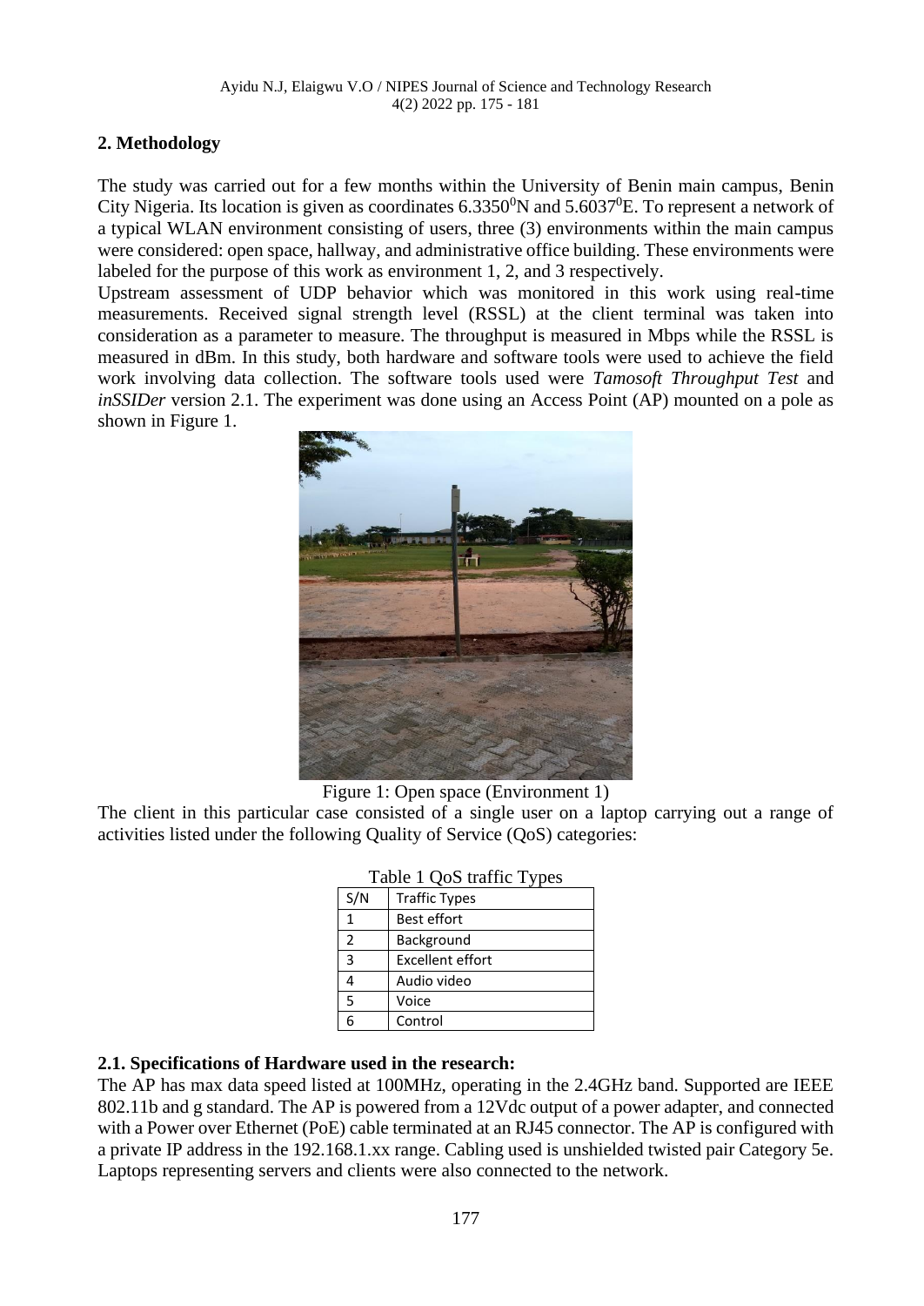## 2. Methodology

The study was carried out for a few months within the University of Benin main campus, Benin City Nigeria. Its location is given as coordinates $6.3350^0$N and $5.6037^0$E. To represent a network of a typical WLAN environment consisting of users, three (3) environments within the main campus were considered: open space, hallway, and administrative office building. These environments were labeled for the purpose of this work as environment 1, 2, and 3 respectively.

Upstream assessment of UDP behavior which was monitored in this work using real-time measurements. Received signal strength level (RSSL) at the client terminal was taken into consideration as a parameter to measure. The throughput is measured in Mbps while the RSSL is measured in dBm. In this study, both hardware and software tools were used to achieve the field work involving data collection. The software tools used were *Tamosoft Throughput Test* and *inSSIDer* version 2.1. The experiment was done using an Access Point (AP) mounted on a pole as shown in Figure 1.

Figure 1: Open space (Environment 1)

The client in this particular case consisted of a single user on a laptop carrying out a range of activities listed under the following Quality of Service (QoS) categories:

Table 1 QoS traffic Types

| S/N | Traffic Types |
|---|---|
| 1 | Best effort |
| 2 | Background |
| 3 | Excellent effort |
| 4 | Audio video |
| 5 | Voice |
| 6 | Control |

### 2.1. Specifications of Hardware used in the research:

The AP has max data speed listed at 100MHz, operating in the 2.4GHz band. Supported are IEEE 802.11b and g standard. The AP is powered from a 12Vdc output of a power adapter, and connected with a Power over Ethernet (PoE) cable terminated at an RJ45 connector. The AP is configured with a private IP address in the 192.168.1.xx range. Cabling used is unshielded twisted pair Category 5e. Laptops representing servers and clients were also connected to the network.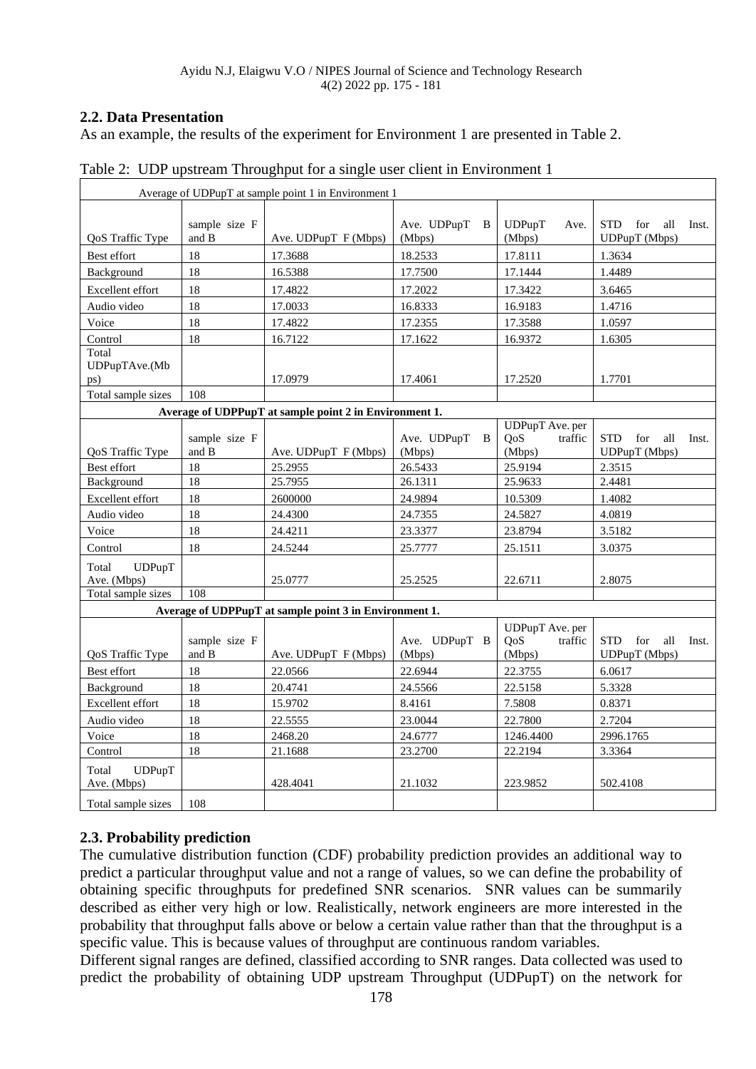## 2.2. Data Presentation

As an example, the results of the experiment for Environment 1 are presented in Table 2.

Table 2: UDP upstream Throughput for a single user client in Environment 1

| Average of UDPupT at sample point 1 in Environment 1 | | | | | |
|---|---|---|---|---|---|
| QoS Traffic Type | sample size F and B | Ave. UDPupT F (Mbps) | Ave. UDPupT B (Mbps) | UDPupT Ave. (Mbps) | STD for all Inst. UDPupT (Mbps) |
| Best effort | 18 | 17.3688 | 18.2533 | 17.8111 | 1.3634 |
| Background | 18 | 16.5388 | 17.7500 | 17.1444 | 1.4489 |
| Excellent effort | 18 | 17.4822 | 17.2022 | 17.3422 | 3.6465 |
| Audio video | 18 | 17.0033 | 16.8333 | 16.9183 | 1.4716 |
| Voice | 18 | 17.4822 | 17.2355 | 17.3588 | 1.0597 |
| Control | 18 | 16.7122 | 17.1622 | 16.9372 | 1.6305 |
| Total UDPupTAve.(Mbps) | | 17.0979 | 17.4061 | 17.2520 | 1.7701 |
| Total sample sizes | 108 | | | | |
| **Average of UDPPupT at sample point 2 in Environment 1.** | | | | | |
| QoS Traffic Type | sample size F and B | Ave. UDPupT F (Mbps) | Ave. UDPupT B (Mbps) | UDPupT Ave. per QoS traffic (Mbps) | STD for all Inst. UDPupT (Mbps) |
| Best effort | 18 | 25.2955 | 26.5433 | 25.9194 | 2.3515 |
| Background | 18 | 25.7955 | 26.1311 | 25.9633 | 2.4481 |
| Excellent effort | 18 | 2600000 | 24.9894 | 10.5309 | 1.4082 |
| Audio video | 18 | 24.4300 | 24.7355 | 24.5827 | 4.0819 |
| Voice | 18 | 24.4211 | 23.3377 | 23.8794 | 3.5182 |
| Control | 18 | 24.5244 | 25.7777 | 25.1511 | 3.0375 |
| Total UDPupT Ave. (Mbps) | | 25.0777 | 25.2525 | 22.6711 | 2.8075 |
| Total sample sizes | 108 | | | | |
| **Average of UDPPupT at sample point 3 in Environment 1.** | | | | | |
| QoS Traffic Type | sample size F and B | Ave. UDPupT F (Mbps) | Ave. UDPupT B (Mbps) | UDPupT Ave. per QoS traffic (Mbps) | STD for all Inst. UDPupT (Mbps) |
| Best effort | 18 | 22.0566 | 22.6944 | 22.3755 | 6.0617 |
| Background | 18 | 20.4741 | 24.5566 | 22.5158 | 5.3328 |
| Excellent effort | 18 | 15.9702 | 8.4161 | 7.5808 | 0.8371 |
| Audio video | 18 | 22.5555 | 23.0044 | 22.7800 | 2.7204 |
| Voice | 18 | 2468.20 | 24.6777 | 1246.4400 | 2996.1765 |
| Control | 18 | 21.1688 | 23.2700 | 22.2194 | 3.3364 |
| Total UDPupT Ave. (Mbps) | | 428.4041 | 21.1032 | 223.9852 | 502.4108 |
| Total sample sizes | 108 | | | | |

## 2.3. Probability prediction

The cumulative distribution function (CDF) probability prediction provides an additional way to predict a particular throughput value and not a range of values, so we can define the probability of obtaining specific throughputs for predefined SNR scenarios. SNR values can be summarily described as either very high or low. Realistically, network engineers are more interested in the probability that throughput falls above or below a certain value rather than that the throughput is a specific value. This is because values of throughput are continuous random variables.

Different signal ranges are defined, classified according to SNR ranges. Data collected was used to predict the probability of obtaining UDP upstream Throughput (UDPupT) on the network for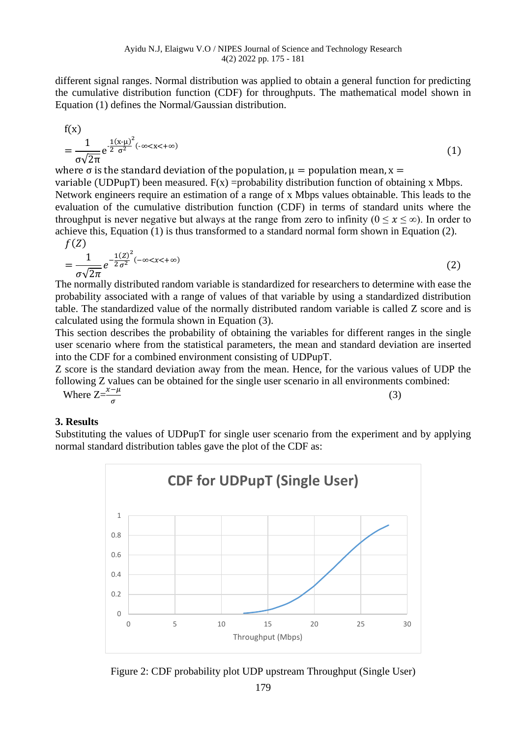different signal ranges. Normal distribution was applied to obtain a general function for predicting the cumulative distribution function (CDF) for throughputs. The mathematical model shown in Equation (1) defines the Normal/Gaussian distribution.

$$f(x) = \frac{1}{\sigma\sqrt{2\pi}} e^{-\frac{1}{2}\frac{(x-\mu)^2}{\sigma^2}} \quad (-\infty < x < +\infty) \tag{1}$$

where $\sigma$ is the standard deviation of the population, $\mu$ = population mean, $x$ = variable (UDPupT) been measured. F(x) =probability distribution function of obtaining x Mbps. Network engineers require an estimation of a range of x Mbps values obtainable. This leads to the evaluation of the cumulative distribution function (CDF) in terms of standard units where the throughput is never negative but always at the range from zero to infinity ($0 \leq x \leq \infty$). In order to achieve this, Equation (1) is thus transformed to a standard normal form shown in Equation (2).

$$f(Z) = \frac{1}{\sigma\sqrt{2\pi}} e^{-\frac{1}{2}\frac{(Z)^2}{\sigma^2}} \quad (-\infty < x < +\infty) \tag{2}$$

The normally distributed random variable is standardized for researchers to determine with ease the probability associated with a range of values of that variable by using a standardized distribution table. The standardized value of the normally distributed random variable is called Z score and is calculated using the formula shown in Equation (3).

This section describes the probability of obtaining the variables for different ranges in the single user scenario where from the statistical parameters, the mean and standard deviation are inserted into the CDF for a combined environment consisting of UDPupT.

Z score is the standard deviation away from the mean. Hence, for the various values of UDP the following Z values can be obtained for the single user scenario in all environments combined:

$$\text{Where } Z = \frac{x - \mu}{\sigma} \tag{3}$$

## 3. Results

Substituting the values of UDPupT for single user scenario from the experiment and by applying normal standard distribution tables gave the plot of the CDF as:

Figure 2: CDF probability plot UDP upstream Throughput (Single User)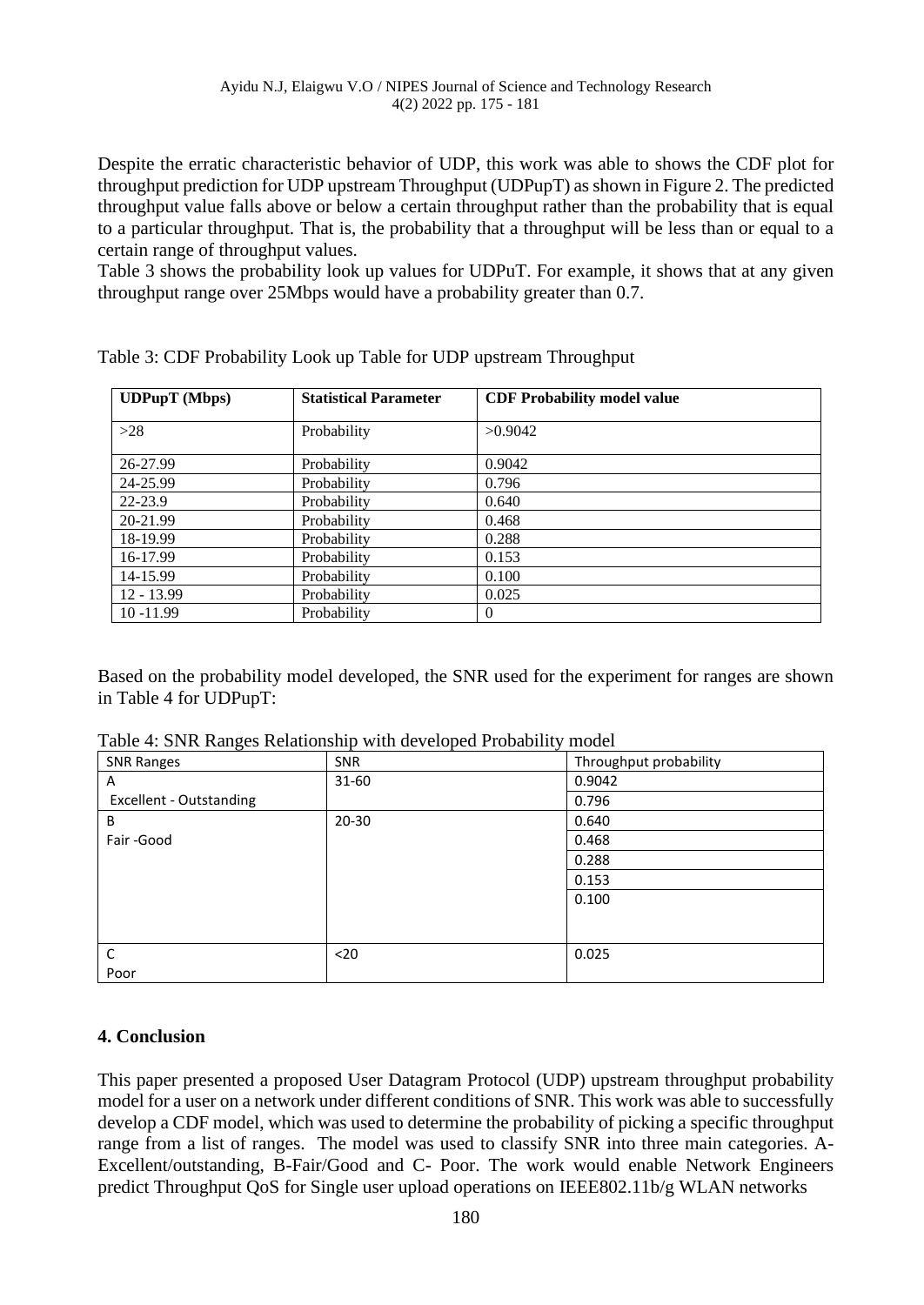Despite the erratic characteristic behavior of UDP, this work was able to shows the CDF plot for throughput prediction for UDP upstream Throughput (UDPupT) as shown in Figure 2. The predicted throughput value falls above or below a certain throughput rather than the probability that is equal to a particular throughput. That is, the probability that a throughput will be less than or equal to a certain range of throughput values.

Table 3 shows the probability look up values for UDPuT. For example, it shows that at any given throughput range over 25Mbps would have a probability greater than 0.7.

Table 3: CDF Probability Look up Table for UDP upstream Throughput

| UDPupT (Mbps) | Statistical Parameter | CDF Probability model value |
|---|---|---|
| >28 | Probability | >0.9042 |
| 26-27.99 | Probability | 0.9042 |
| 24-25.99 | Probability | 0.796 |
| 22-23.9 | Probability | 0.640 |
| 20-21.99 | Probability | 0.468 |
| 18-19.99 | Probability | 0.288 |
| 16-17.99 | Probability | 0.153 |
| 14-15.99 | Probability | 0.100 |
| 12 - 13.99 | Probability | 0.025 |
| 10 -11.99 | Probability | 0 |

Based on the probability model developed, the SNR used for the experiment for ranges are shown in Table 4 for UDPupT:

Table 4: SNR Ranges Relationship with developed Probability model

| SNR Ranges | SNR | Throughput probability |
|---|---|---|
| A | 31-60 | 0.9042 |
| Excellent - Outstanding | | 0.796 |
| B | 20-30 | 0.640 |
| Fair -Good | | 0.468 |
| | | 0.288 |
| | | 0.153 |
| | | 0.100 |
| C<br>Poor | <20 | 0.025 |

## 4. Conclusion

This paper presented a proposed User Datagram Protocol (UDP) upstream throughput probability model for a user on a network under different conditions of SNR. This work was able to successfully develop a CDF model, which was used to determine the probability of picking a specific throughput range from a list of ranges. The model was used to classify SNR into three main categories. A-Excellent/outstanding, B-Fair/Good and C- Poor. The work would enable Network Engineers predict Throughput QoS for Single user upload operations on IEEE802.11b/g WLAN networks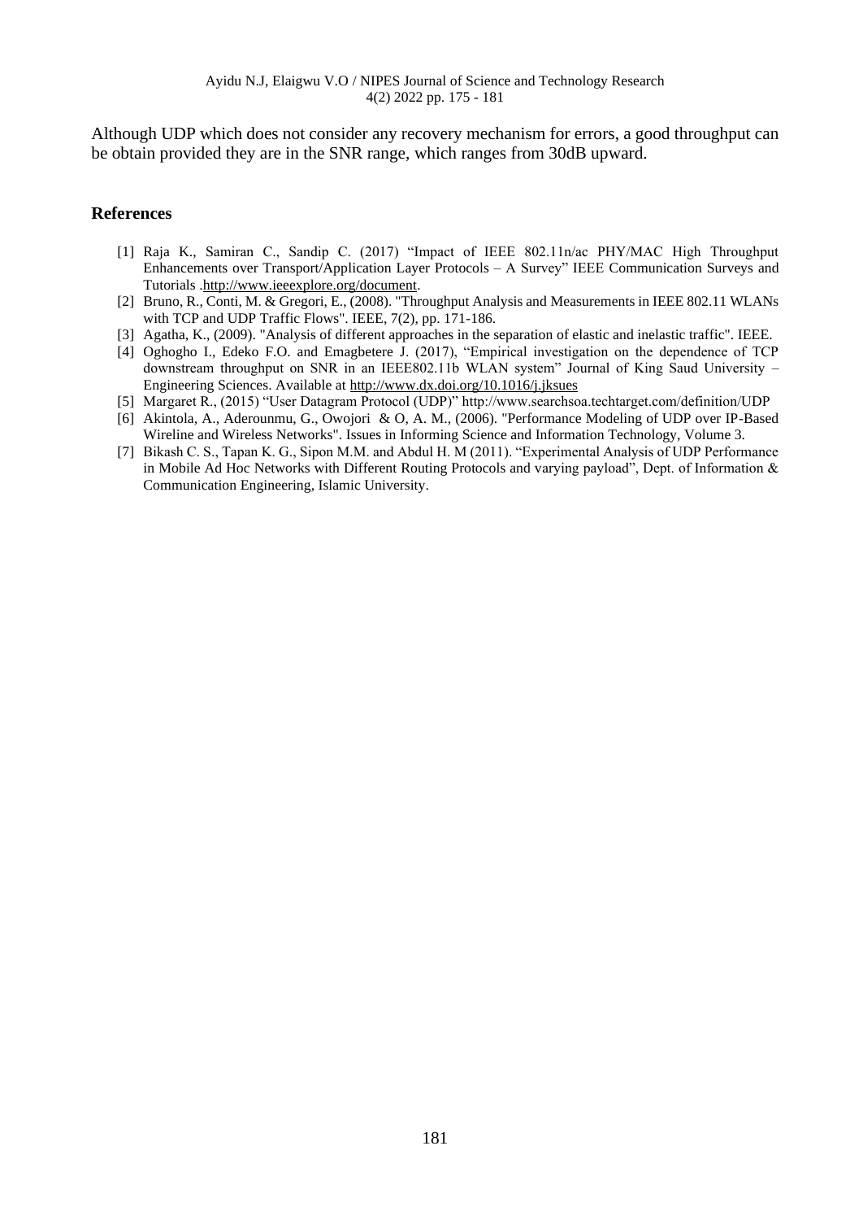Although UDP which does not consider any recovery mechanism for errors, a good throughput can be obtain provided they are in the SNR range, which ranges from 30dB upward.

## References

[1] Raja K., Samiran C., Sandip C. (2017) "Impact of IEEE 802.11n/ac PHY/MAC High Throughput Enhancements over Transport/Application Layer Protocols – A Survey" IEEE Communication Surveys and Tutorials .http://www.ieeexplore.org/document.

[2] Bruno, R., Conti, M. & Gregori, E., (2008). "Throughput Analysis and Measurements in IEEE 802.11 WLANs with TCP and UDP Traffic Flows". IEEE, 7(2), pp. 171-186.

[3] Agatha, K., (2009). "Analysis of different approaches in the separation of elastic and inelastic traffic". IEEE.

[4] Oghogho I., Edeko F.O. and Emagbetere J. (2017), "Empirical investigation on the dependence of TCP downstream throughput on SNR in an IEEE802.11b WLAN system" Journal of King Saud University – Engineering Sciences. Available at http://www.dx.doi.org/10.1016/j.jksues

[5] Margaret R., (2015) "User Datagram Protocol (UDP)" http://www.searchsoa.techtarget.com/definition/UDP

[6] Akintola, A., Aderounmu, G., Owojori & O, A. M., (2006). "Performance Modeling of UDP over IP-Based Wireline and Wireless Networks". Issues in Informing Science and Information Technology, Volume 3.

[7] Bikash C. S., Tapan K. G., Sipon M.M. and Abdul H. M (2011). "Experimental Analysis of UDP Performance in Mobile Ad Hoc Networks with Different Routing Protocols and varying payload", Dept. of Information & Communication Engineering, Islamic University.